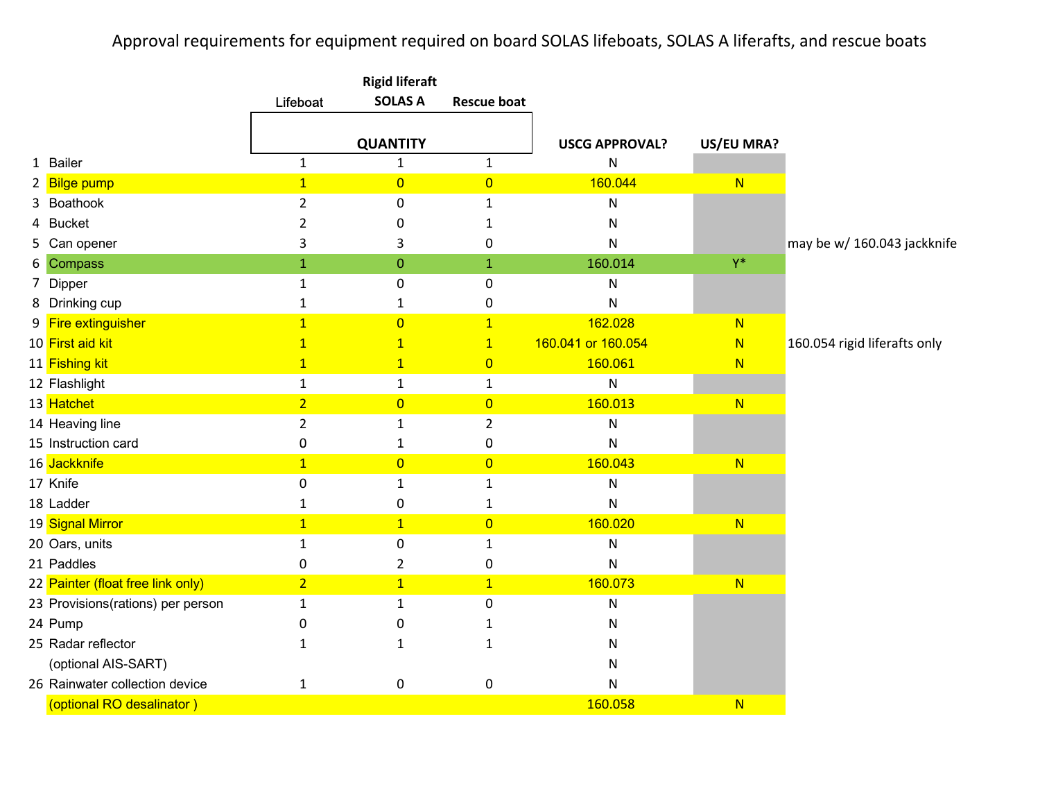# Approval requirements for equipment required on board SOLAS lifeboats, SOLAS A liferafts, and rescue boats

| # | Item | Lifeboat | Rigid liferaft SOLAS A | Rescue boat | USCG APPROVAL? | US/EU MRA? | |
|---|---|---|---|---|---|---|---|
| | | QUANTITY | | | | | |
| 1 | Bailer | 1 | 1 | 1 | N | | |
| 2 | Bilge pump | 1 | 0 | 0 | 160.044 | N | |
| 3 | Boathook | 2 | 0 | 1 | N | | |
| 4 | Bucket | 2 | 0 | 1 | N | | |
| 5 | Can opener | 3 | 3 | 0 | N | | may be w/ 160.043 jackknife |
| 6 | Compass | 1 | 0 | 1 | 160.014 | Y* | |
| 7 | Dipper | 1 | 0 | 0 | N | | |
| 8 | Drinking cup | 1 | 1 | 0 | N | | |
| 9 | Fire extinguisher | 1 | 0 | 1 | 162.028 | N | |
| 10 | First aid kit | 1 | 1 | 1 | 160.041 or 160.054 | N | 160.054 rigid liferafts only |
| 11 | Fishing kit | 1 | 1 | 0 | 160.061 | N | |
| 12 | Flashlight | 1 | 1 | 1 | N | | |
| 13 | Hatchet | 2 | 0 | 0 | 160.013 | N | |
| 14 | Heaving line | 2 | 1 | 2 | N | | |
| 15 | Instruction card | 0 | 1 | 0 | N | | |
| 16 | Jackknife | 1 | 0 | 0 | 160.043 | N | |
| 17 | Knife | 0 | 1 | 1 | N | | |
| 18 | Ladder | 1 | 0 | 1 | N | | |
| 19 | Signal Mirror | 1 | 1 | 0 | 160.020 | N | |
| 20 | Oars, units | 1 | 0 | 1 | N | | |
| 21 | Paddles | 0 | 2 | 0 | N | | |
| 22 | Painter (float free link only) | 2 | 1 | 1 | 160.073 | N | |
| 23 | Provisions(rations) per person | 1 | 1 | 0 | N | | |
| 24 | Pump | 0 | 0 | 1 | N | | |
| 25 | Radar reflector | 1 | 1 | 1 | N | | |
| | (optional AIS-SART) | | | | N | | |
| 26 | Rainwater collection device | 1 | 0 | 0 | N | | |
| | (optional RO desalinator ) | | | | 160.058 | N | |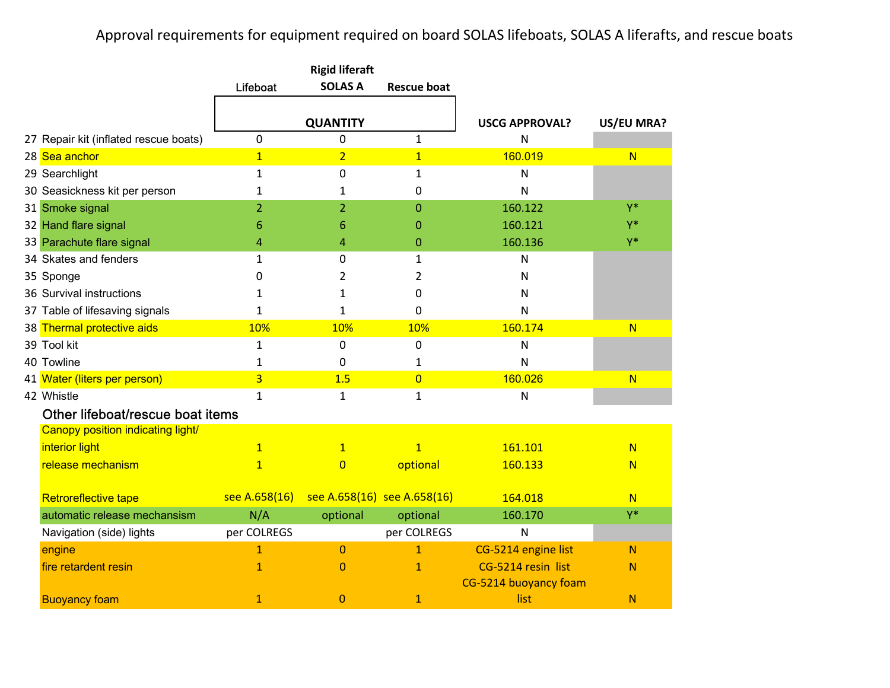# Approval requirements for equipment required on board SOLAS lifeboats, SOLAS A liferafts, and rescue boats

| | | Lifeboat | Rigid liferaft SOLAS A | Rescue boat | USCG APPROVAL? | US/EU MRA? |
|---|---|---|---|---|---|---|
| | | | QUANTITY | | | |
| 27 | Repair kit (inflated rescue boats) | 0 | 0 | 1 | N | |
| 28 | Sea anchor | 1 | 2 | 1 | 160.019 | N |
| 29 | Searchlight | 1 | 0 | 1 | N | |
| 30 | Seasickness kit per person | 1 | 1 | 0 | N | |
| 31 | Smoke signal | 2 | 2 | 0 | 160.122 | Y* |
| 32 | Hand flare signal | 6 | 6 | 0 | 160.121 | Y* |
| 33 | Parachute flare signal | 4 | 4 | 0 | 160.136 | Y* |
| 34 | Skates and fenders | 1 | 0 | 1 | N | |
| 35 | Sponge | 0 | 2 | 2 | N | |
| 36 | Survival instructions | 1 | 1 | 0 | N | |
| 37 | Table of lifesaving signals | 1 | 1 | 0 | N | |
| 38 | Thermal protective aids | 10% | 10% | 10% | 160.174 | N |
| 39 | Tool kit | 1 | 0 | 0 | N | |
| 40 | Towline | 1 | 0 | 1 | N | |
| 41 | Water (liters per person) | 3 | 1.5 | 0 | 160.026 | N |
| 42 | Whistle | 1 | 1 | 1 | N | |
| | **Other lifeboat/rescue boat items** | | | | | |
| | Canopy position indicating light/ interior light | 1 | 1 | 1 | 161.101 | N |
| | release mechanism | 1 | 0 | optional | 160.133 | N |
| | Retroreflective tape | see A.658(16) | see A.658(16) | see A.658(16) | 164.018 | N |
| | automatic release mechansism | N/A | optional | optional | 160.170 | Y* |
| | Navigation (side) lights | per COLREGS | | per COLREGS | N | |
| | engine | 1 | 0 | 1 | CG-5214 engine list | N |
| | fire retardent resin | 1 | 0 | 1 | CG-5214 resin list | N |
| | Buoyancy foam | 1 | 0 | 1 | CG-5214 buoyancy foam list | N |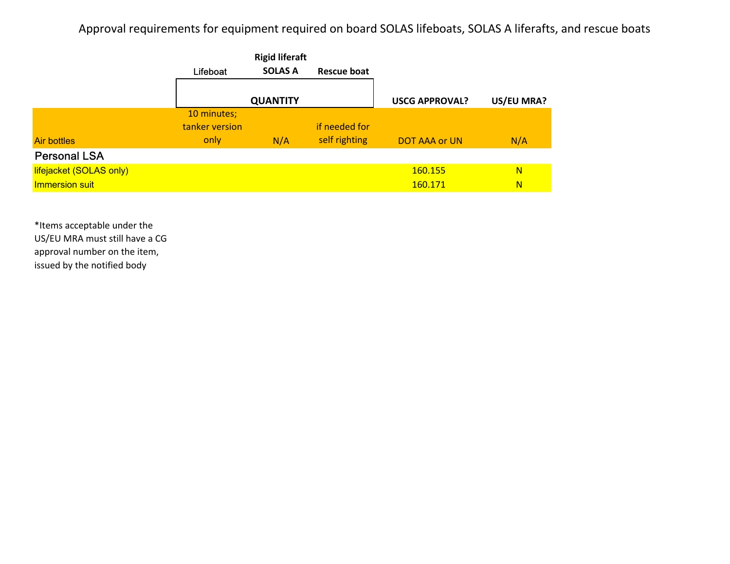Approval requirements for equipment required on board SOLAS lifeboats, SOLAS A liferafts, and rescue boats

| | Lifeboat | Rigid liferaft SOLAS A | Rescue boat | USCG APPROVAL? | US/EU MRA? |
|---|---|---|---|---|---|
| | QUANTITY | | | | |
| Air bottles | 10 minutes; tanker version only | N/A | if needed for self righting | DOT AAA or UN | N/A |
| **Personal LSA** | | | | | |
| lifejacket (SOLAS only) | | | | 160.155 | N |
| Immersion suit | | | | 160.171 | N |

*Items acceptable under the US/EU MRA must still have a CG approval number on the item, issued by the notified body